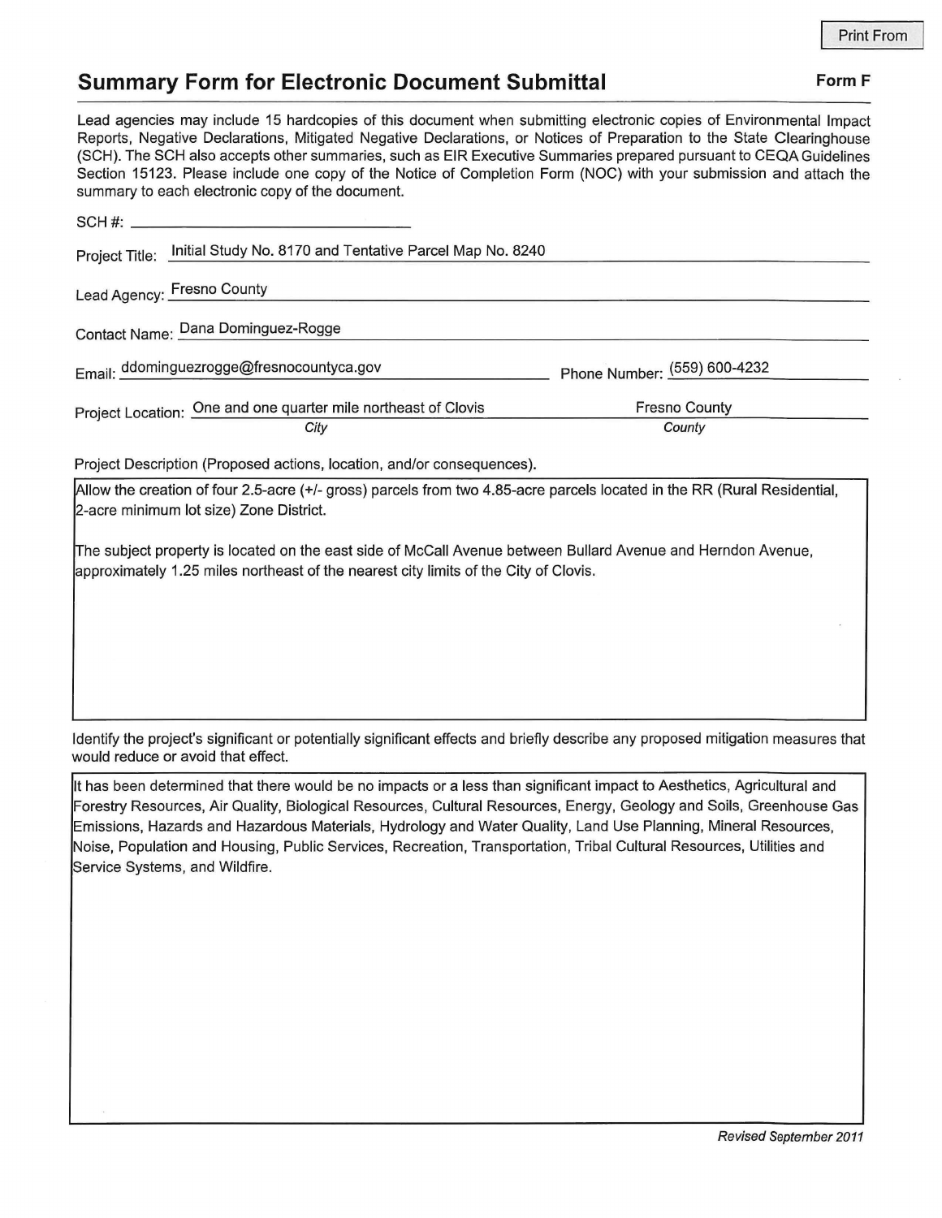## Summary Form for Electronic Document Submittal

**Form F**

Lead agencies may include 15 hardcopies of this document when submitting electronic copies of Environmental Impact Reports, Negative Declarations, Mitigated Negative Declarations, or Notices of Preparation to the State Clearinghouse (SCH). The SCH also accepts other summaries, such as EIR Executive Summaries prepared pursuant to CEQA Guidelines Section 15123. Please include one copy of the Notice of Completion Form (NOC) with your submission and attach the summary to each electronic copy of the document.

SCH #: ______________________

Project Title: Initial Study No. 8170 and Tentative Parcel Map No. 8240

Lead Agency: Fresno County

Contact Name: Dana Dominguez-Rogge

Email: ddominguezrogge@fresnocountyca.gov    Phone Number: (559) 600-4232

Project Location: One and one quarter mile northeast of Clovis (*City*)    Fresno County (*County*)

Project Description (Proposed actions, location, and/or consequences).

Allow the creation of four 2.5-acre (+/- gross) parcels from two 4.85-acre parcels located in the RR (Rural Residential, 2-acre minimum lot size) Zone District.

The subject property is located on the east side of McCall Avenue between Bullard Avenue and Herndon Avenue, approximately 1.25 miles northeast of the nearest city limits of the City of Clovis.

Identify the project's significant or potentially significant effects and briefly describe any proposed mitigation measures that would reduce or avoid that effect.

It has been determined that there would be no impacts or a less than significant impact to Aesthetics, Agricultural and Forestry Resources, Air Quality, Biological Resources, Cultural Resources, Energy, Geology and Soils, Greenhouse Gas Emissions, Hazards and Hazardous Materials, Hydrology and Water Quality, Land Use Planning, Mineral Resources, Noise, Population and Housing, Public Services, Recreation, Transportation, Tribal Cultural Resources, Utilities and Service Systems, and Wildfire.

*Revised September 2011*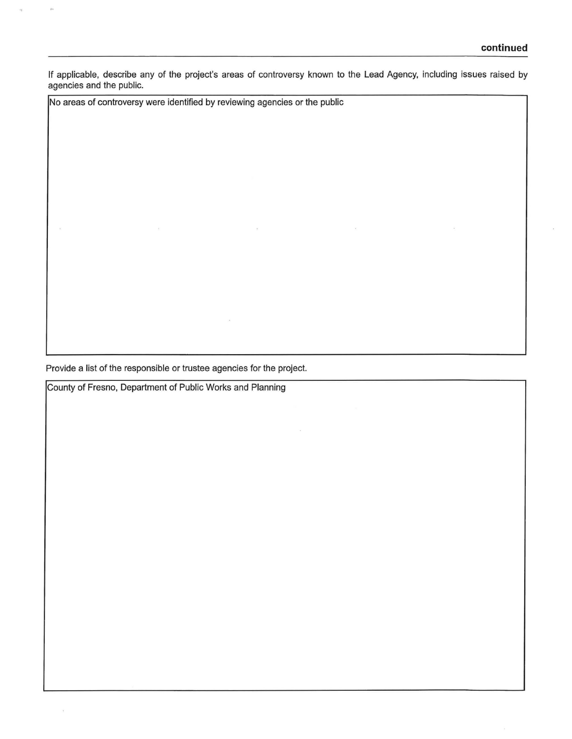**continued**

If applicable, describe any of the project's areas of controversy known to the Lead Agency, including issues raised by agencies and the public.

No areas of controversy were identified by reviewing agencies or the public

Provide a list of the responsible or trustee agencies for the project.

County of Fresno, Department of Public Works and Planning